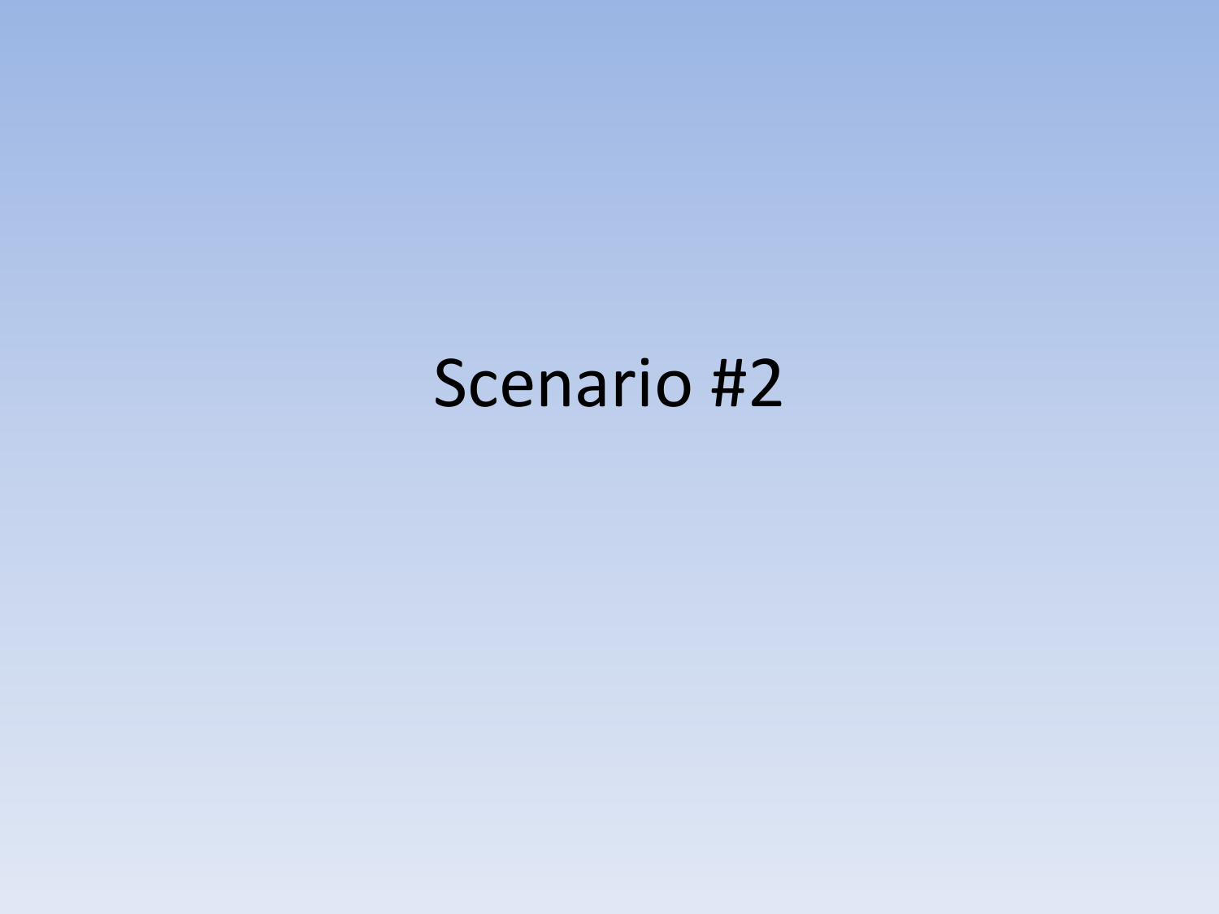# Scenario #2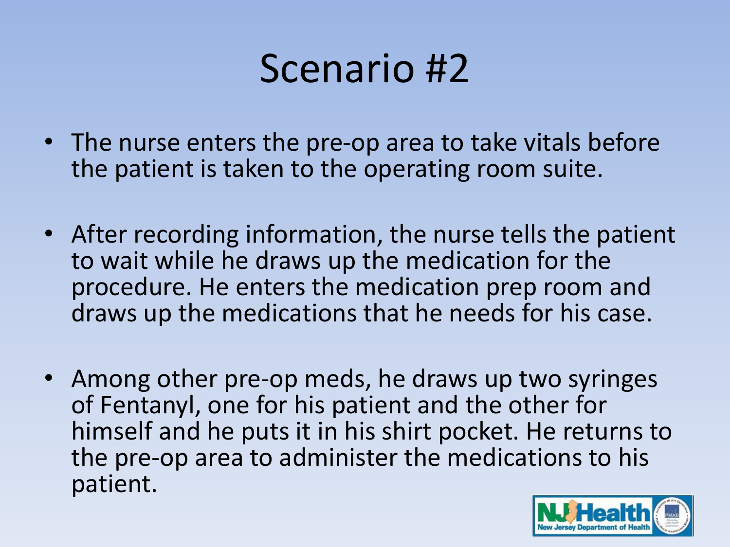# Scenario #2

- The nurse enters the pre-op area to take vitals before the patient is taken to the operating room suite.
- After recording information, the nurse tells the patient to wait while he draws up the medication for the procedure. He enters the medication prep room and draws up the medications that he needs for his case.
- Among other pre-op meds, he draws up two syringes of Fentanyl, one for his patient and the other for himself and he puts it in his shirt pocket. He returns to the pre-op area to administer the medications to his patient.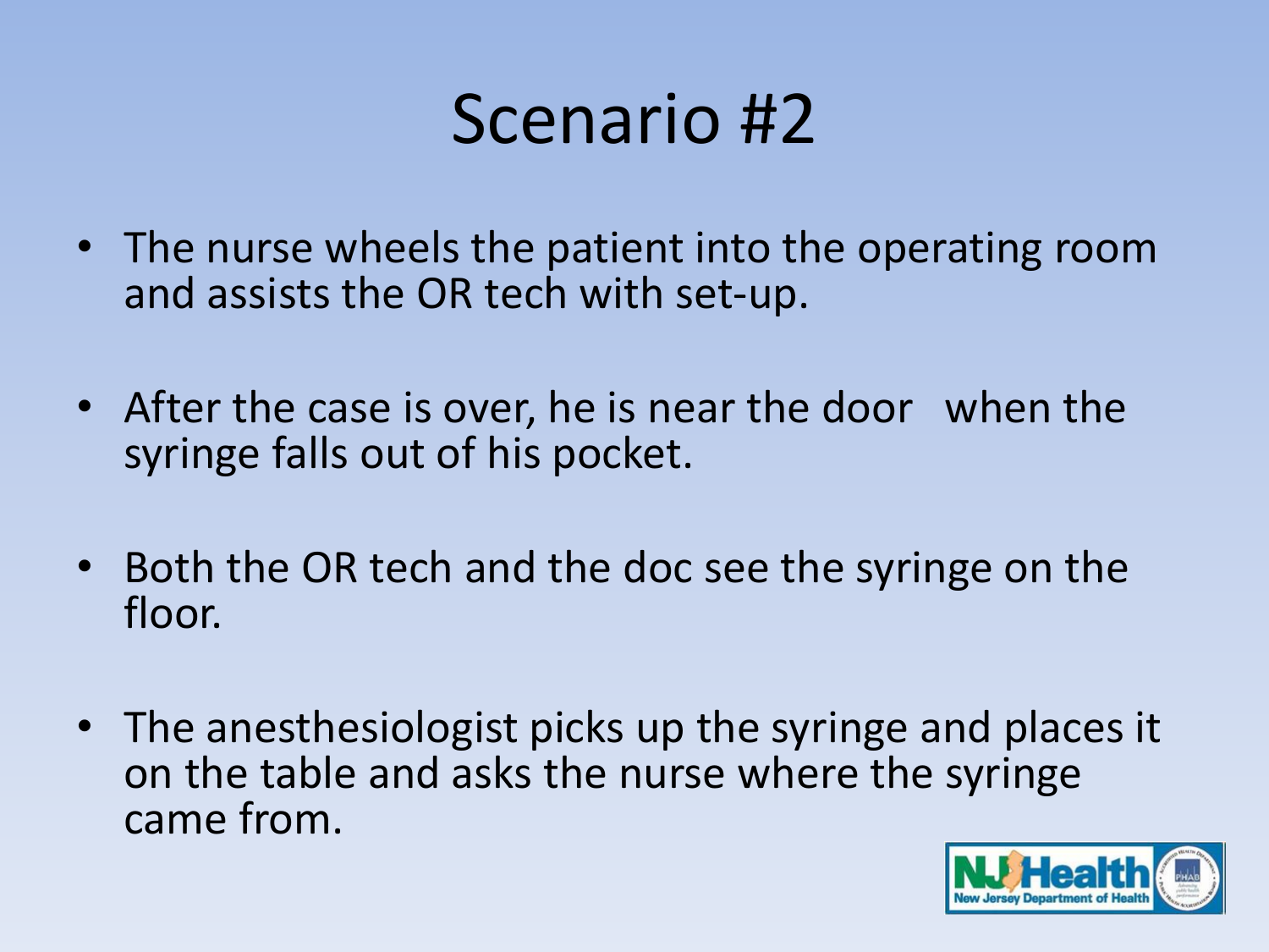# Scenario #2

- The nurse wheels the patient into the operating room and assists the OR tech with set-up.
- After the case is over, he is near the door when the syringe falls out of his pocket.
- Both the OR tech and the doc see the syringe on the floor.
- The anesthesiologist picks up the syringe and places it on the table and asks the nurse where the syringe came from.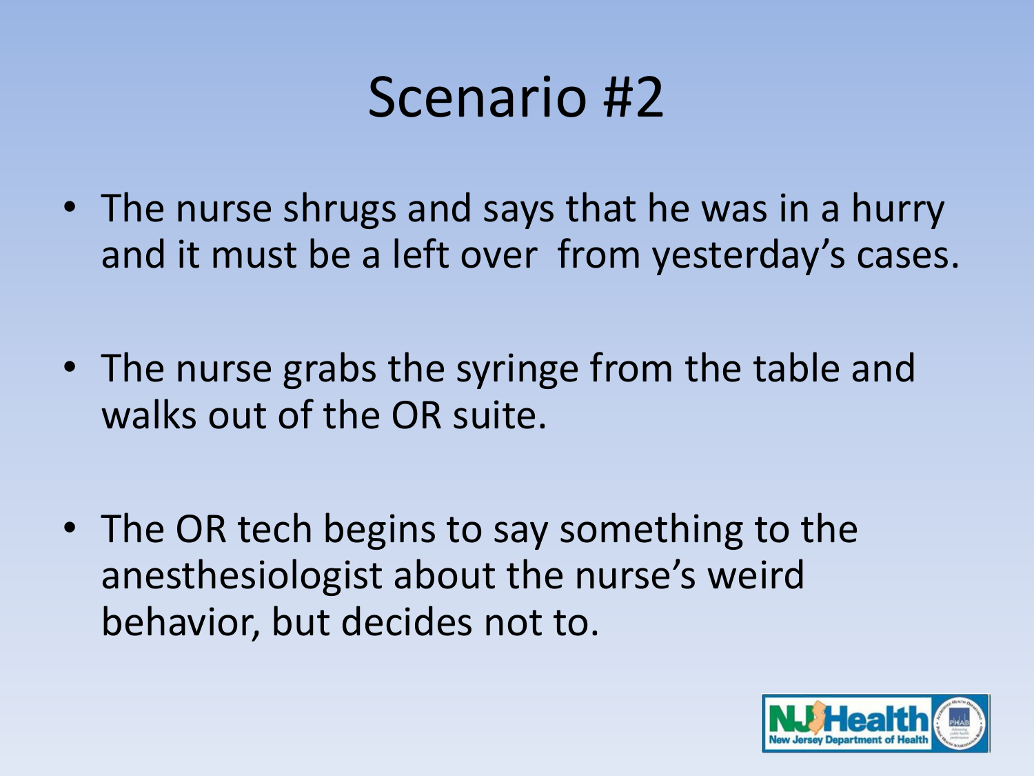# Scenario #2

- The nurse shrugs and says that he was in a hurry and it must be a left over  from yesterday's cases.

- The nurse grabs the syringe from the table and walks out of the OR suite.

- The OR tech begins to say something to the anesthesiologist about the nurse's weird behavior, but decides not to.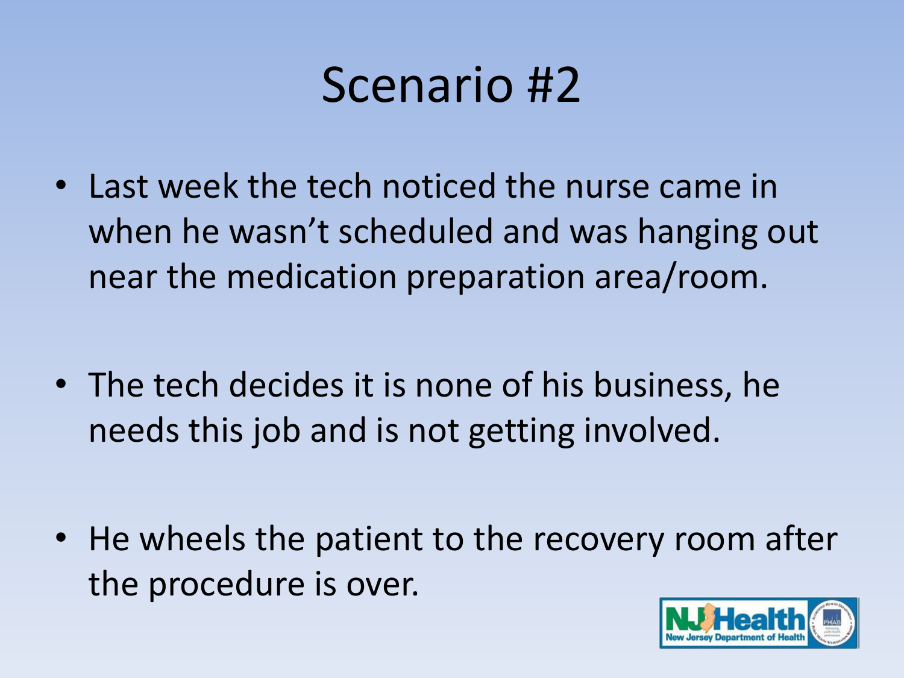# Scenario #2

- Last week the tech noticed the nurse came in when he wasn't scheduled and was hanging out near the medication preparation area/room.
- The tech decides it is none of his business, he needs this job and is not getting involved.
- He wheels the patient to the recovery room after the procedure is over.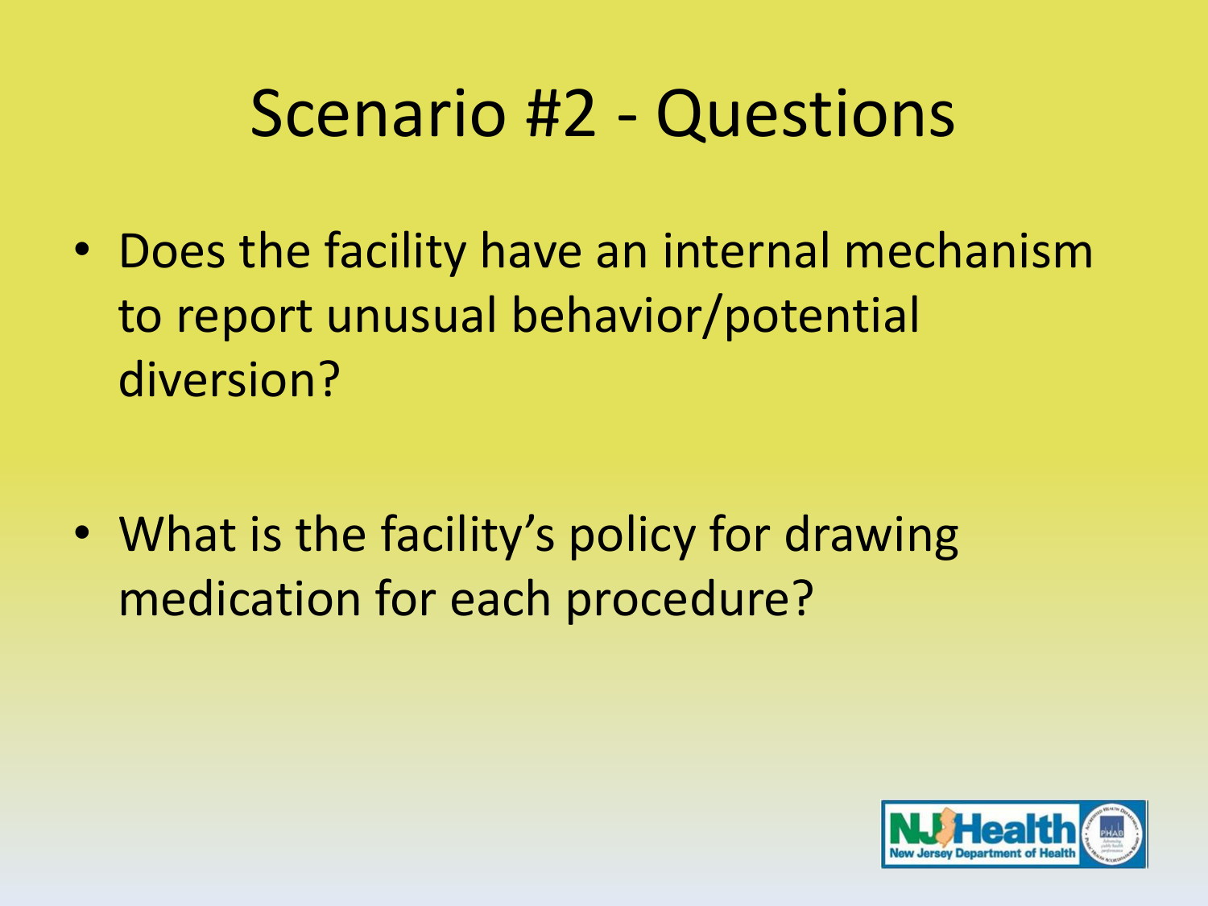# Scenario #2 - Questions

- Does the facility have an internal mechanism to report unusual behavior/potential diversion?

- What is the facility's policy for drawing medication for each procedure?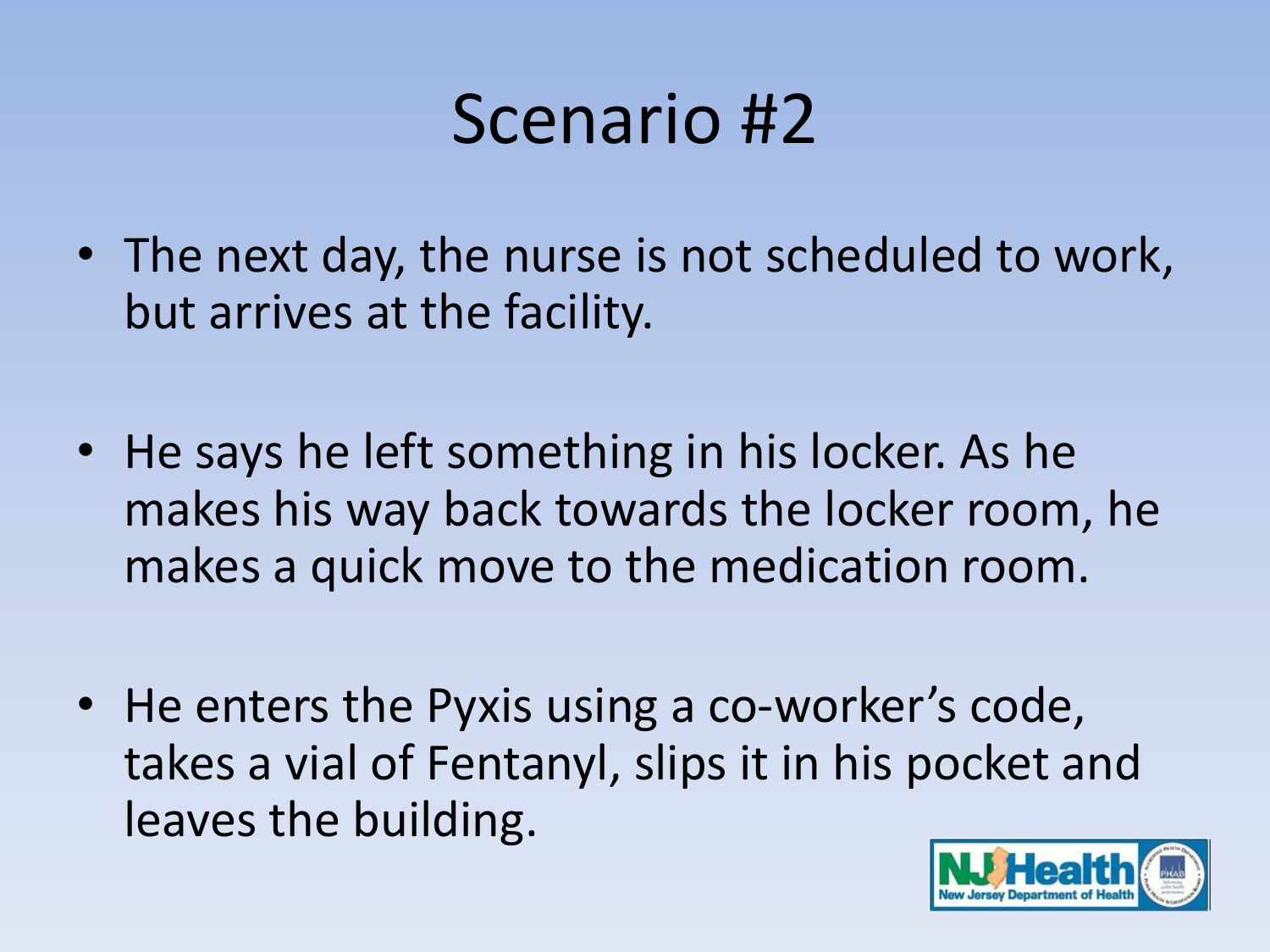# Scenario #2

- The next day, the nurse is not scheduled to work, but arrives at the facility.
- He says he left something in his locker. As he makes his way back towards the locker room, he makes a quick move to the medication room.
- He enters the Pyxis using a co-worker's code, takes a vial of Fentanyl, slips it in his pocket and leaves the building.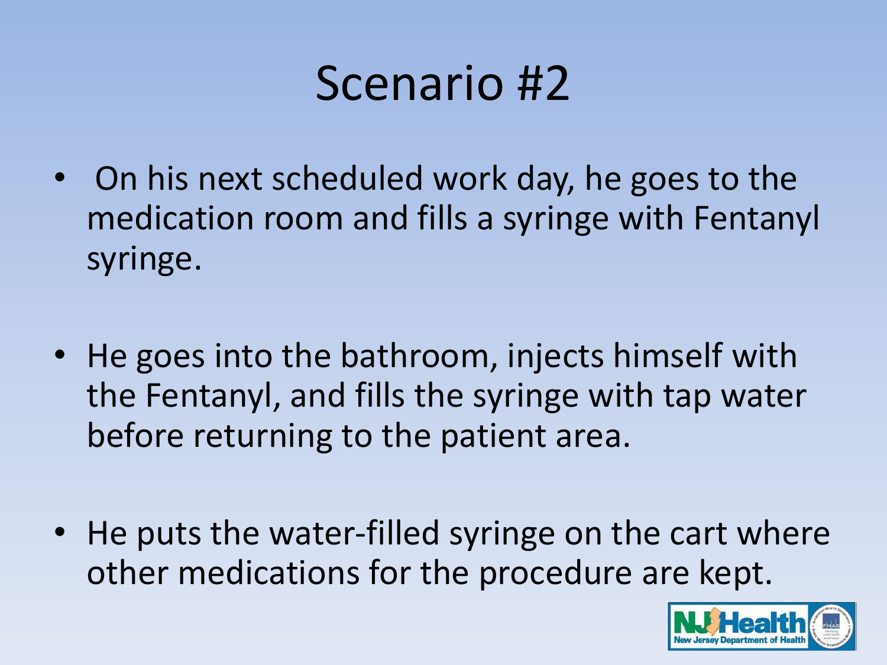# Scenario #2

- On his next scheduled work day, he goes to the medication room and fills a syringe with Fentanyl syringe.
- He goes into the bathroom, injects himself with the Fentanyl, and fills the syringe with tap water before returning to the patient area.
- He puts the water-filled syringe on the cart where other medications for the procedure are kept.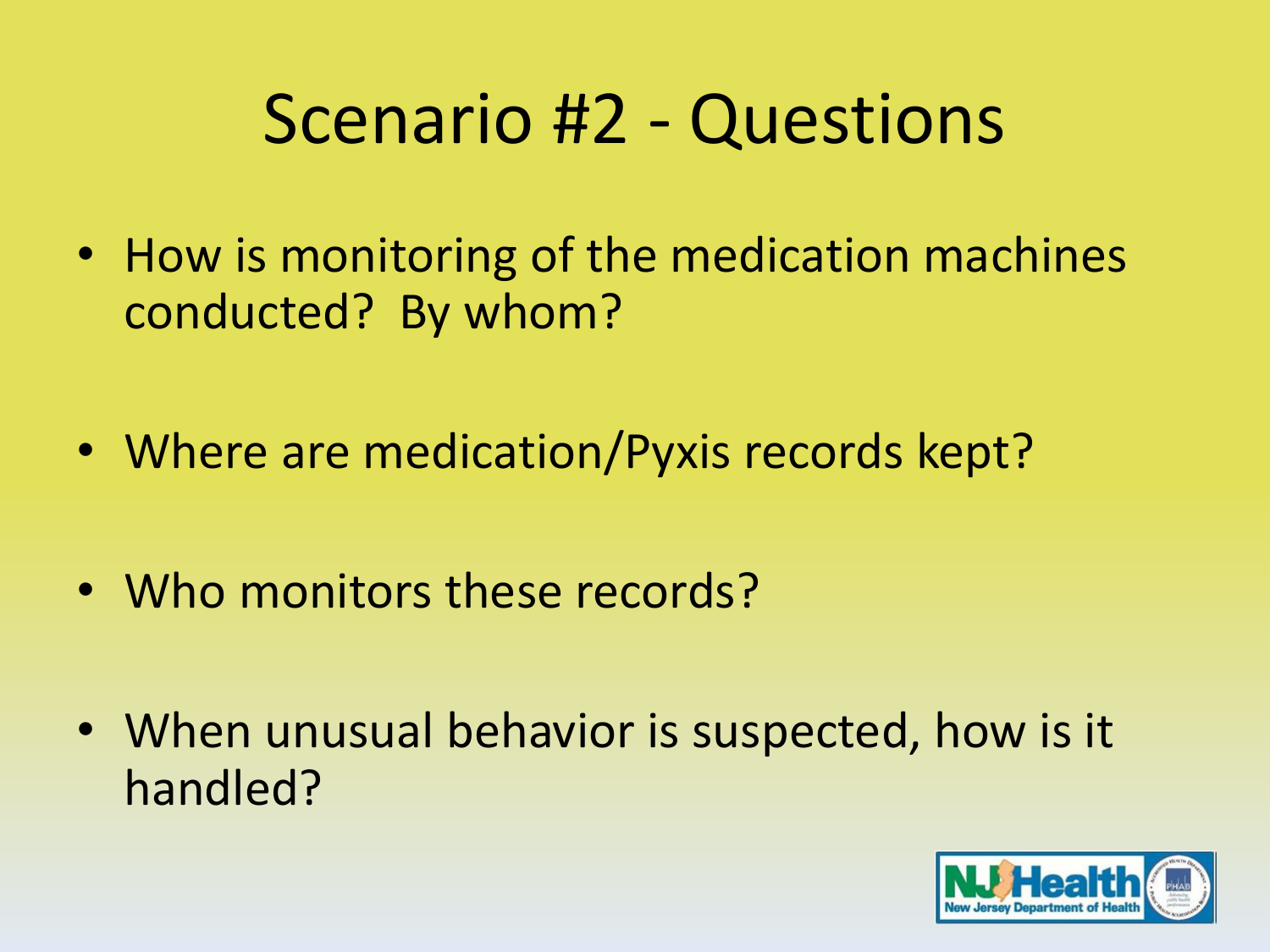# Scenario #2 - Questions

- How is monitoring of the medication machines conducted? By whom?
- Where are medication/Pyxis records kept?
- Who monitors these records?
- When unusual behavior is suspected, how is it handled?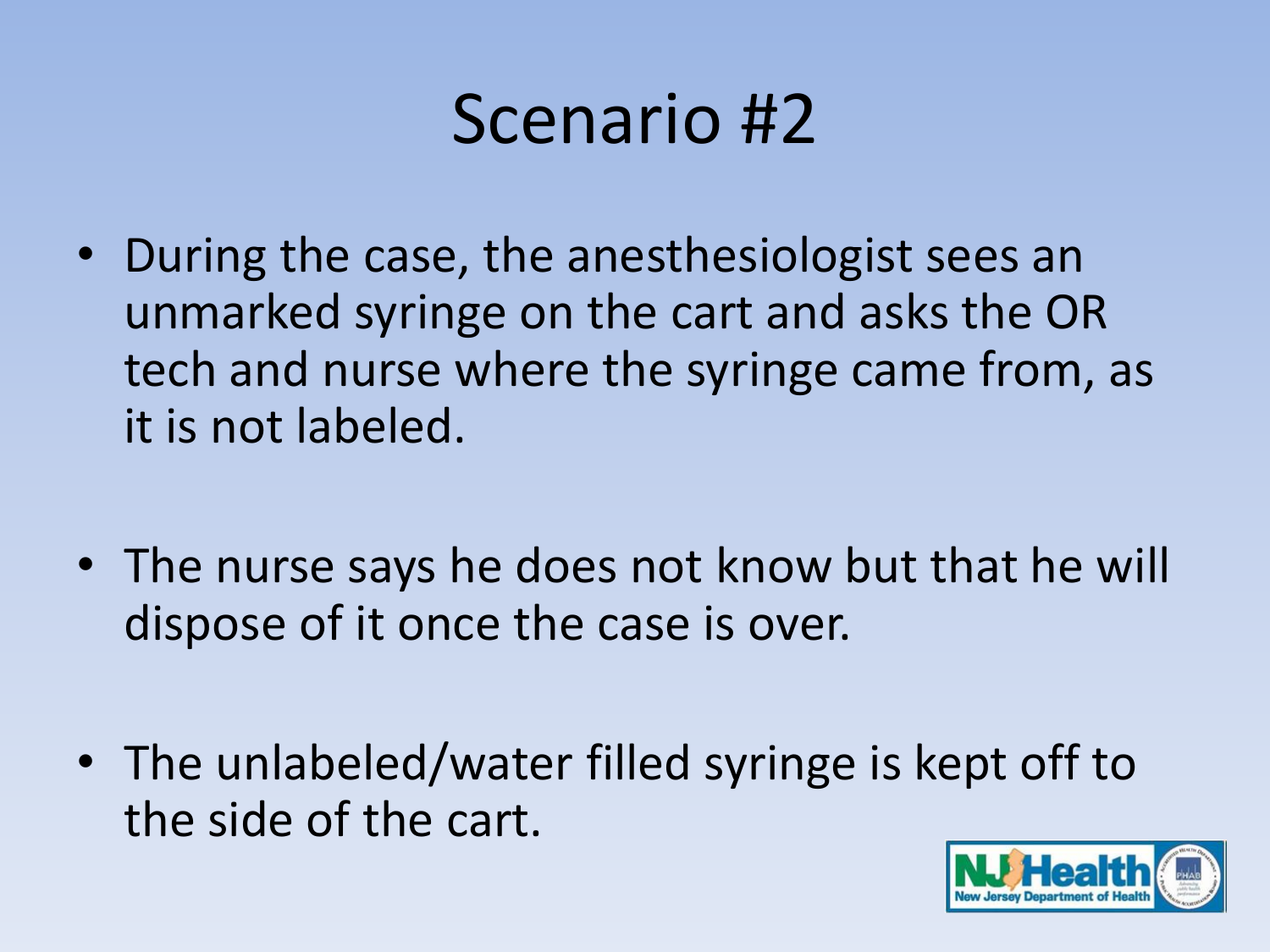# Scenario #2

- During the case, the anesthesiologist sees an unmarked syringe on the cart and asks the OR tech and nurse where the syringe came from, as it is not labeled.
- The nurse says he does not know but that he will dispose of it once the case is over.
- The unlabeled/water filled syringe is kept off to the side of the cart.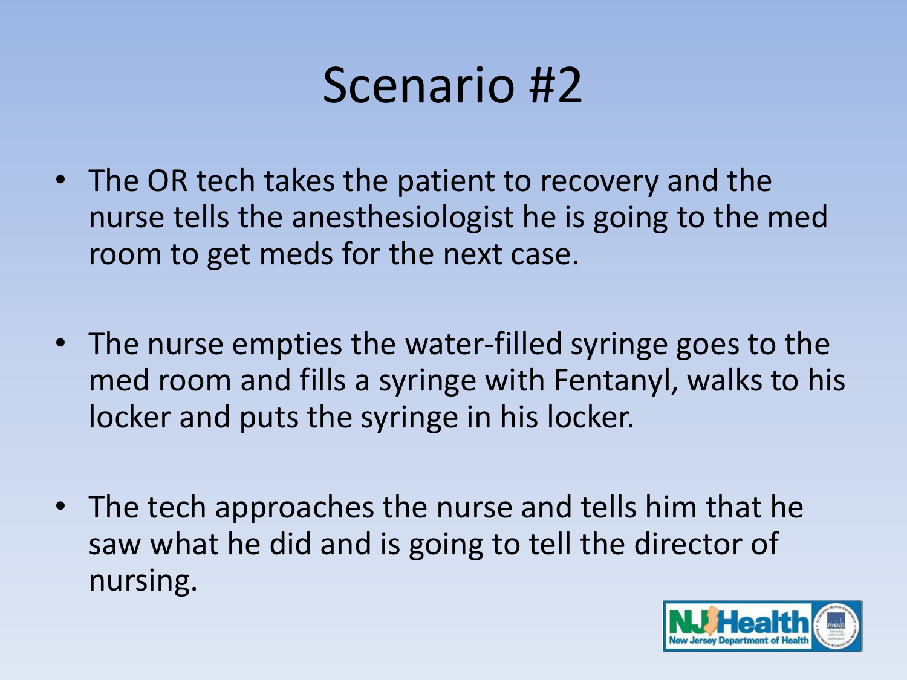# Scenario #2

- The OR tech takes the patient to recovery and the nurse tells the anesthesiologist he is going to the med room to get meds for the next case.
- The nurse empties the water-filled syringe goes to the med room and fills a syringe with Fentanyl, walks to his locker and puts the syringe in his locker.
- The tech approaches the nurse and tells him that he saw what he did and is going to tell the director of nursing.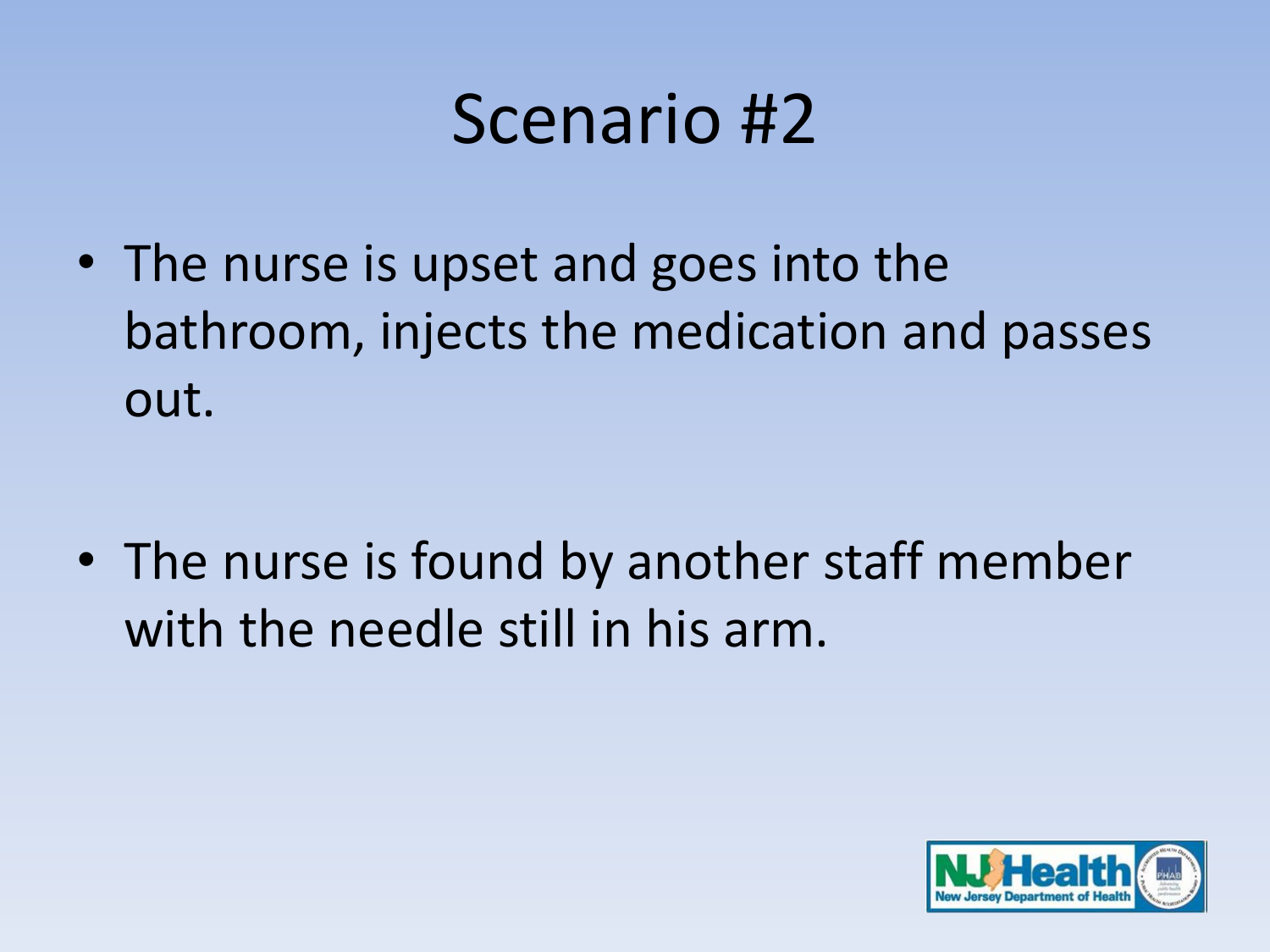# Scenario #2

- The nurse is upset and goes into the bathroom, injects the medication and passes out.

- The nurse is found by another staff member with the needle still in his arm.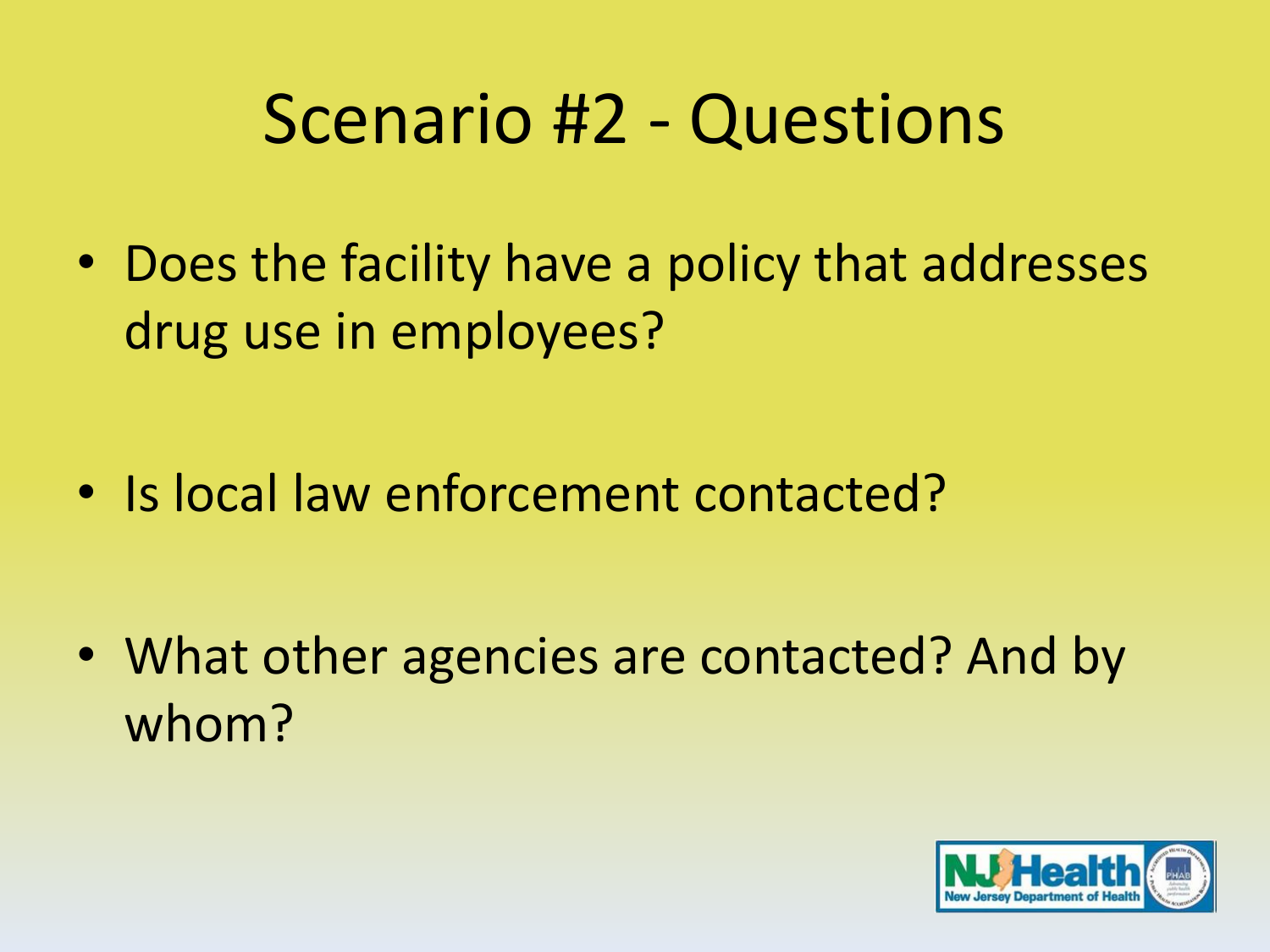# Scenario #2 - Questions

- Does the facility have a policy that addresses drug use in employees?
- Is local law enforcement contacted?
- What other agencies are contacted? And by whom?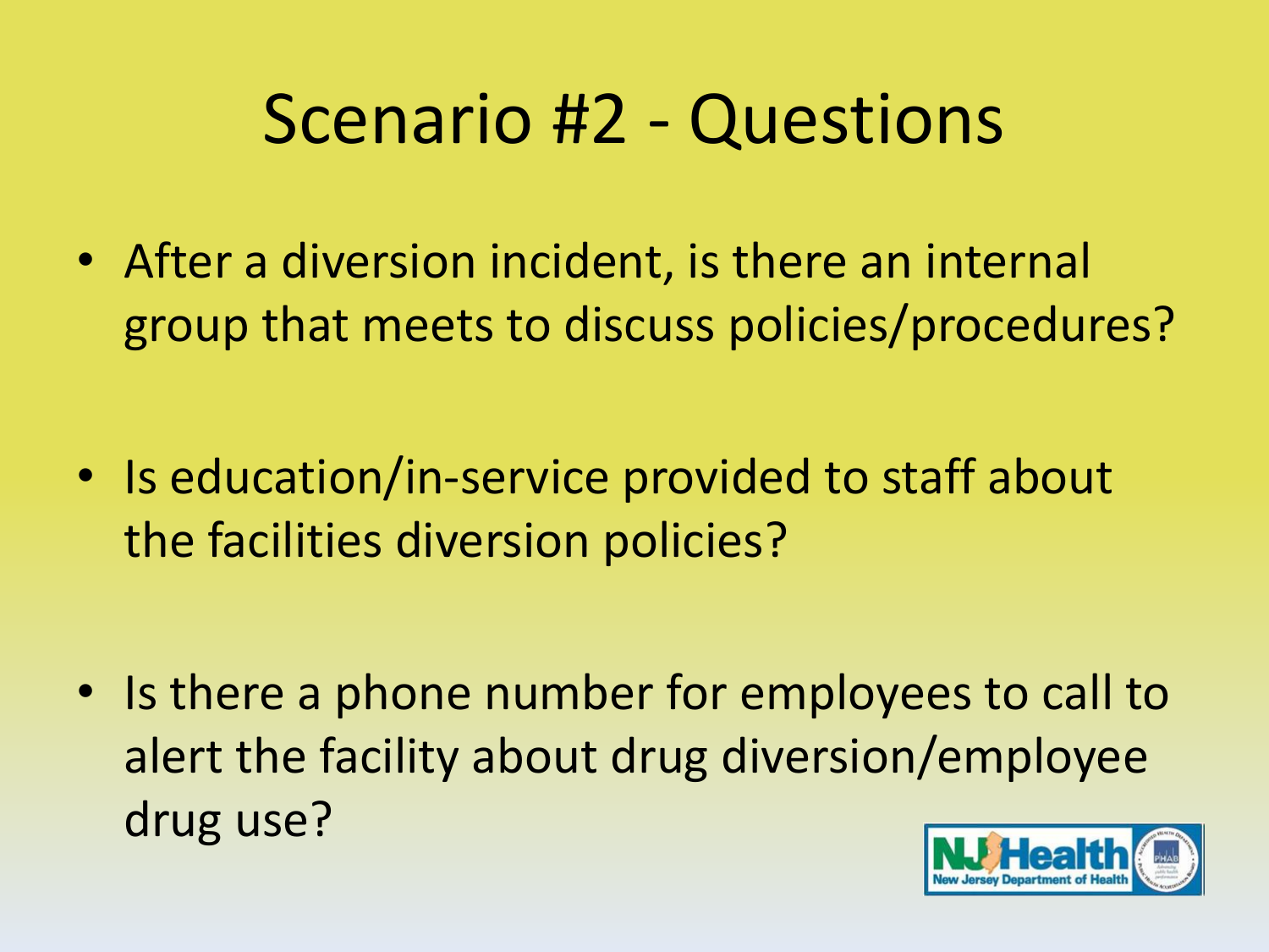# Scenario #2 - Questions

- After a diversion incident, is there an internal group that meets to discuss policies/procedures?
- Is education/in-service provided to staff about the facilities diversion policies?
- Is there a phone number for employees to call to alert the facility about drug diversion/employee drug use?